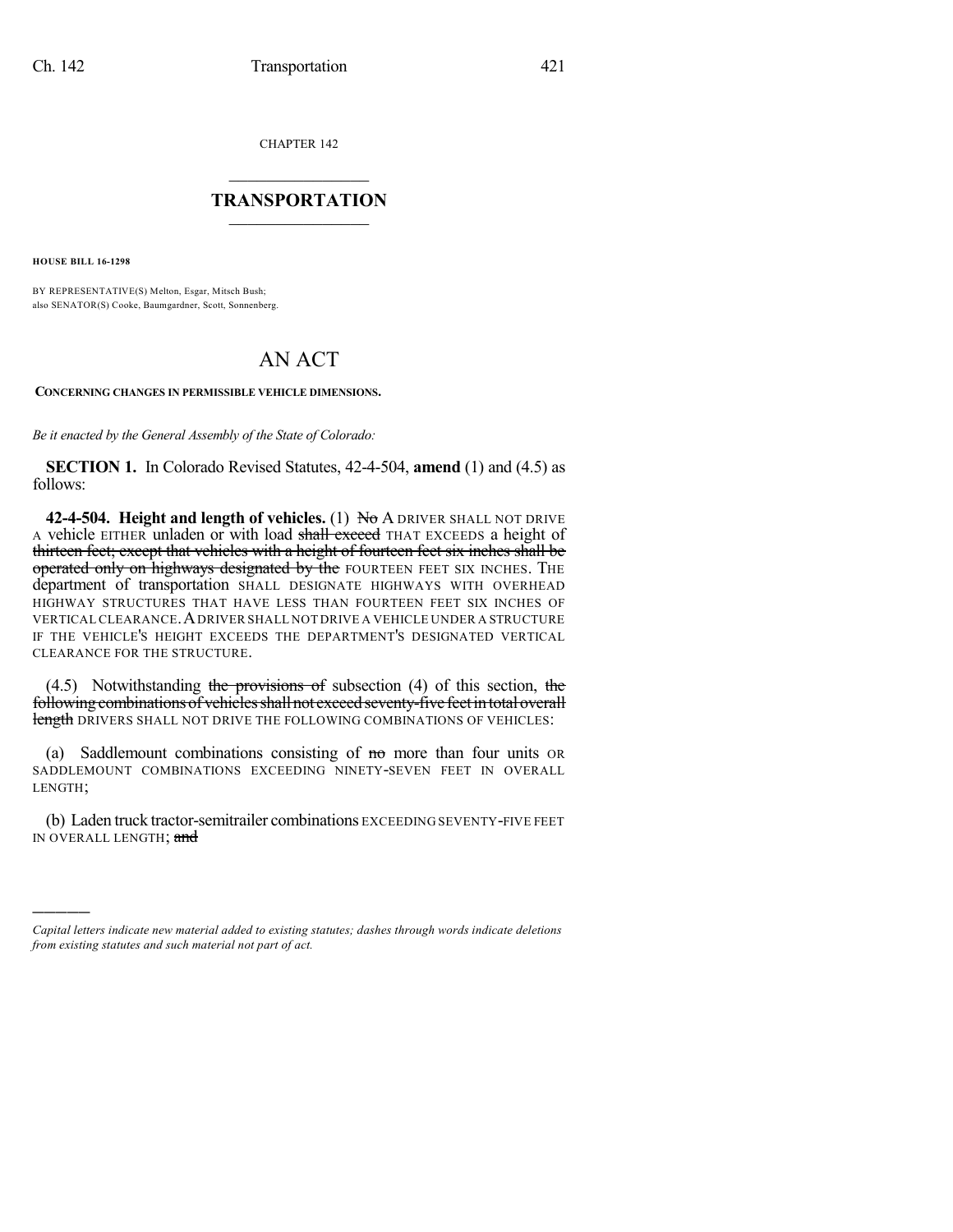CHAPTER 142

## TRANSPORTATION

**HOUSE BILL 16-1298**

BY REPRESENTATIVE(S) Melton, Esgar, Mitsch Bush;
also SENATOR(S) Cooke, Baumgardner, Scott, Sonnenberg.

# AN ACT

**CONCERNING CHANGES IN PERMISSIBLE VEHICLE DIMENSIONS.**

*Be it enacted by the General Assembly of the State of Colorado:*

**SECTION 1.** In Colorado Revised Statutes, 42-4-504, **amend** (1) and (4.5) as follows:

**42-4-504. Height and length of vehicles.** (1) ~~No~~ A DRIVER SHALL NOT DRIVE A vehicle EITHER unladen or with load ~~shall exceed~~ THAT EXCEEDS a height of ~~thirteen feet; except that vehicles with a height of fourteen feet six inches shall be operated only on highways designated by the~~ FOURTEEN FEET SIX INCHES. THE department of transportation SHALL DESIGNATE HIGHWAYS WITH OVERHEAD HIGHWAY STRUCTURES THAT HAVE LESS THAN FOURTEEN FEET SIX INCHES OF VERTICAL CLEARANCE. A DRIVER SHALL NOT DRIVE A VEHICLE UNDER A STRUCTURE IF THE VEHICLE'S HEIGHT EXCEEDS THE DEPARTMENT'S DESIGNATED VERTICAL CLEARANCE FOR THE STRUCTURE.

(4.5) Notwithstanding ~~the provisions of~~ subsection (4) of this section, ~~the following combinations of vehicles shall not exceed seventy-five feet in total overall length~~ DRIVERS SHALL NOT DRIVE THE FOLLOWING COMBINATIONS OF VEHICLES:

(a) Saddlemount combinations consisting of ~~no~~ more than four units OR SADDLEMOUNT COMBINATIONS EXCEEDING NINETY-SEVEN FEET IN OVERALL LENGTH;

(b) Laden truck tractor-semitrailer combinations EXCEEDING SEVENTY-FIVE FEET IN OVERALL LENGTH; ~~and~~

---

*Capital letters indicate new material added to existing statutes; dashes through words indicate deletions from existing statutes and such material not part of act.*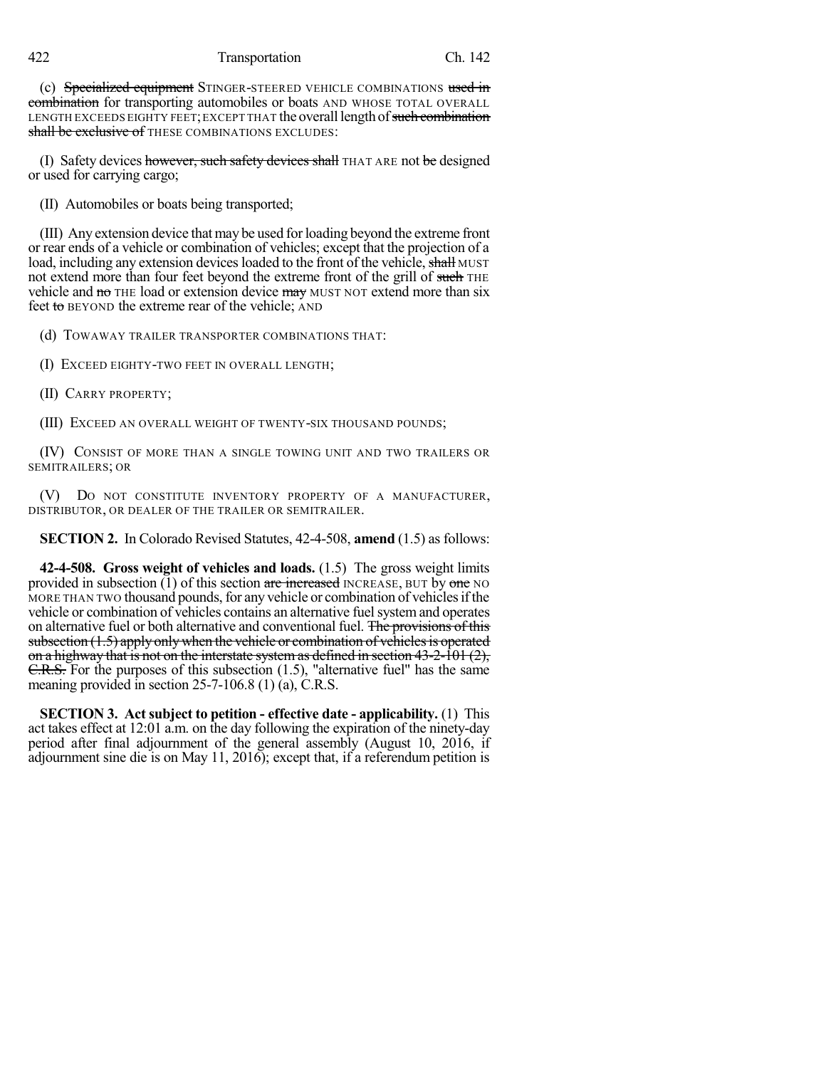(c) ~~Specialized equipment~~ STINGER-STEERED VEHICLE COMBINATIONS ~~used in combination~~ for transporting automobiles or boats AND WHOSE TOTAL OVERALL LENGTH EXCEEDS EIGHTY FEET; EXCEPT THAT the overall length of ~~such combination shall be exclusive of~~ THESE COMBINATIONS EXCLUDES:

(I) Safety devices ~~however, such safety devices shall~~ THAT ARE not ~~be~~ designed or used for carrying cargo;

(II) Automobiles or boats being transported;

(III) Any extension device that may be used for loading beyond the extreme front or rear ends of a vehicle or combination of vehicles; except that the projection of a load, including any extension devices loaded to the front of the vehicle, ~~shall~~ MUST not extend more than four feet beyond the extreme front of the grill of ~~such~~ THE vehicle and ~~no~~ THE load or extension device ~~may~~ MUST NOT extend more than six feet ~~to~~ BEYOND the extreme rear of the vehicle; AND

(d) TOWAWAY TRAILER TRANSPORTER COMBINATIONS THAT:

(I) EXCEED EIGHTY-TWO FEET IN OVERALL LENGTH;

(II) CARRY PROPERTY;

(III) EXCEED AN OVERALL WEIGHT OF TWENTY-SIX THOUSAND POUNDS;

(IV) CONSIST OF MORE THAN A SINGLE TOWING UNIT AND TWO TRAILERS OR SEMITRAILERS; OR

(V) DO NOT CONSTITUTE INVENTORY PROPERTY OF A MANUFACTURER, DISTRIBUTOR, OR DEALER OF THE TRAILER OR SEMITRAILER.

**SECTION 2.** In Colorado Revised Statutes, 42-4-508, **amend** (1.5) as follows:

**42-4-508. Gross weight of vehicles and loads.** (1.5) The gross weight limits provided in subsection (1) of this section ~~are increased~~ INCREASE, BUT by ~~one~~ NO MORE THAN TWO thousand pounds, for any vehicle or combination of vehicles if the vehicle or combination of vehicles contains an alternative fuel system and operates on alternative fuel or both alternative and conventional fuel. ~~The provisions of this subsection (1.5) apply only when the vehicle or combination of vehicles is operated on a highway that is not on the interstate system as defined in section 43-2-101 (2), C.R.S.~~ For the purposes of this subsection (1.5), "alternative fuel" has the same meaning provided in section 25-7-106.8 (1) (a), C.R.S.

**SECTION 3. Act subject to petition - effective date - applicability.** (1) This act takes effect at 12:01 a.m. on the day following the expiration of the ninety-day period after final adjournment of the general assembly (August 10, 2016, if adjournment sine die is on May 11, 2016); except that, if a referendum petition is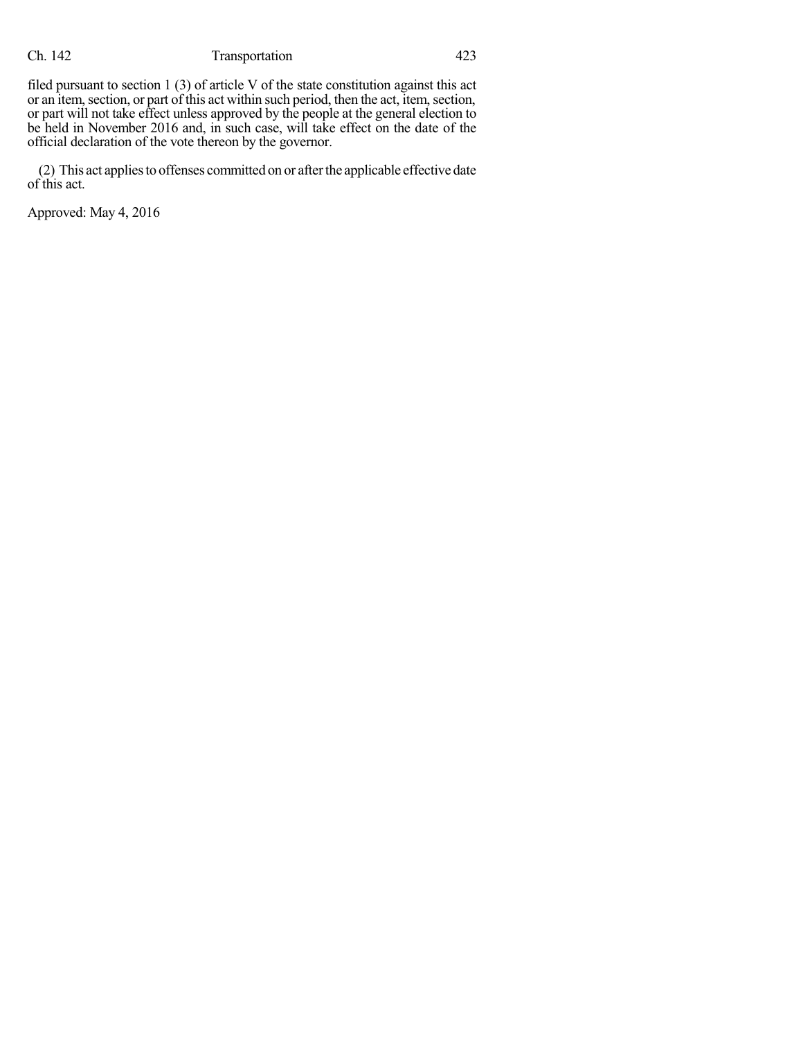filed pursuant to section 1 (3) of article V of the state constitution against this act or an item, section, or part of this act within such period, then the act, item, section, or part will not take effect unless approved by the people at the general election to be held in November 2016 and, in such case, will take effect on the date of the official declaration of the vote thereon by the governor.

(2) This act applies to offenses committed on or after the applicable effective date of this act.

Approved: May 4, 2016